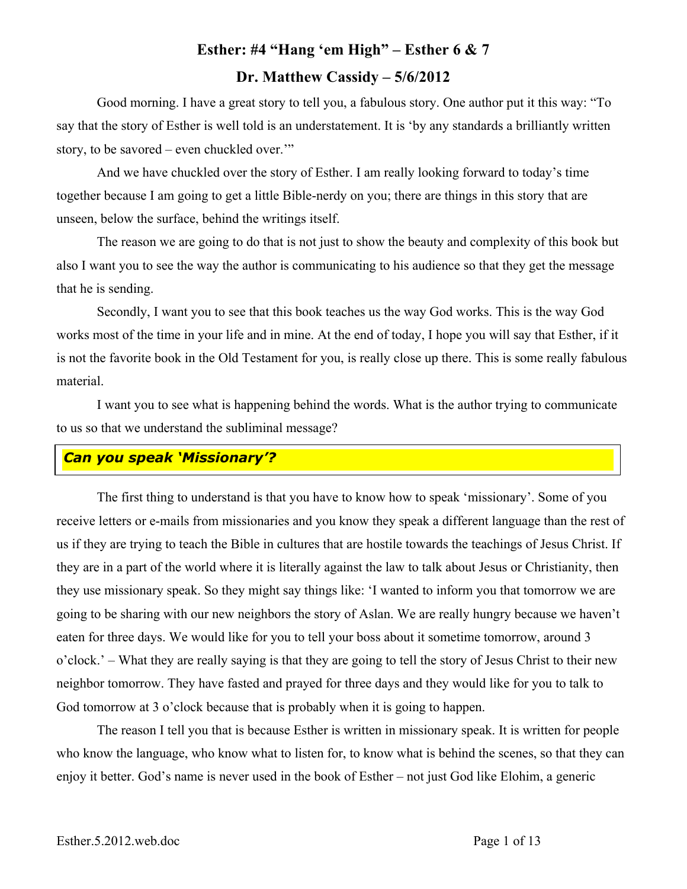# Esther: #4 "Hang 'em High" – Esther 6 & 7

## Dr. Matthew Cassidy – 5/6/2012

Good morning. I have a great story to tell you, a fabulous story. One author put it this way: "To say that the story of Esther is well told is an understatement. It is 'by any standards a brilliantly written story, to be savored – even chuckled over.'"

And we have chuckled over the story of Esther. I am really looking forward to today's time together because I am going to get a little Bible-nerdy on you; there are things in this story that are unseen, below the surface, behind the writings itself.

The reason we are going to do that is not just to show the beauty and complexity of this book but also I want you to see the way the author is communicating to his audience so that they get the message that he is sending.

Secondly, I want you to see that this book teaches us the way God works. This is the way God works most of the time in your life and in mine. At the end of today, I hope you will say that Esther, if it is not the favorite book in the Old Testament for you, is really close up there. This is some really fabulous material.

I want you to see what is happening behind the words. What is the author trying to communicate to us so that we understand the subliminal message?

### *Can you speak 'Missionary'?*

The first thing to understand is that you have to know how to speak 'missionary'. Some of you receive letters or e-mails from missionaries and you know they speak a different language than the rest of us if they are trying to teach the Bible in cultures that are hostile towards the teachings of Jesus Christ. If they are in a part of the world where it is literally against the law to talk about Jesus or Christianity, then they use missionary speak. So they might say things like: 'I wanted to inform you that tomorrow we are going to be sharing with our new neighbors the story of Aslan. We are really hungry because we haven't eaten for three days. We would like for you to tell your boss about it sometime tomorrow, around 3 o'clock.' – What they are really saying is that they are going to tell the story of Jesus Christ to their new neighbor tomorrow. They have fasted and prayed for three days and they would like for you to talk to God tomorrow at 3 o'clock because that is probably when it is going to happen.

The reason I tell you that is because Esther is written in missionary speak. It is written for people who know the language, who know what to listen for, to know what is behind the scenes, so that they can enjoy it better. God's name is never used in the book of Esther – not just God like Elohim, a generic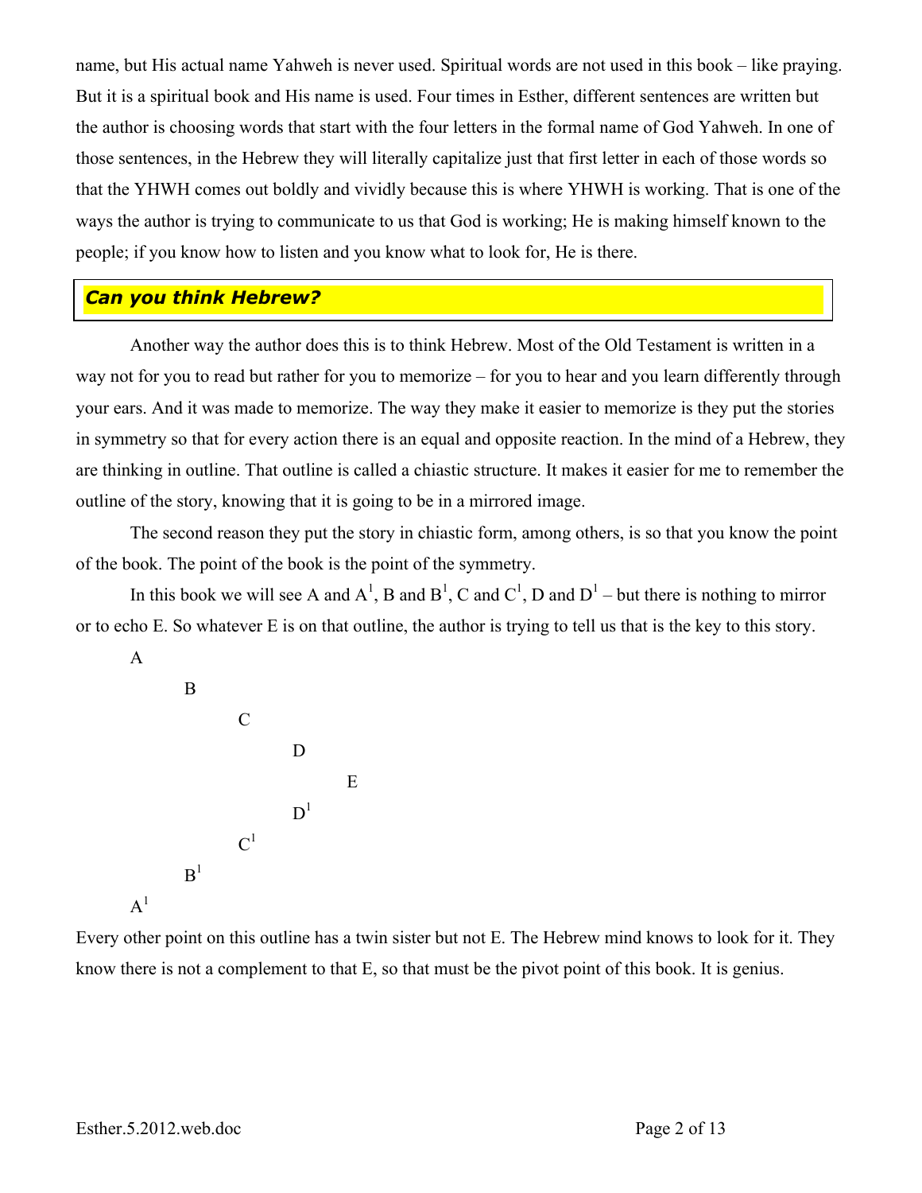name, but His actual name Yahweh is never used. Spiritual words are not used in this book – like praying. But it is a spiritual book and His name is used. Four times in Esther, different sentences are written but the author is choosing words that start with the four letters in the formal name of God Yahweh. In one of those sentences, in the Hebrew they will literally capitalize just that first letter in each of those words so that the YHWH comes out boldly and vividly because this is where YHWH is working. That is one of the ways the author is trying to communicate to us that God is working; He is making himself known to the people; if you know how to listen and you know what to look for, He is there.

## *Can you think Hebrew?*

Another way the author does this is to think Hebrew. Most of the Old Testament is written in a way not for you to read but rather for you to memorize – for you to hear and you learn differently through your ears. And it was made to memorize. The way they make it easier to memorize is they put the stories in symmetry so that for every action there is an equal and opposite reaction. In the mind of a Hebrew, they are thinking in outline. That outline is called a chiastic structure. It makes it easier for me to remember the outline of the story, knowing that it is going to be in a mirrored image.

The second reason they put the story in chiastic form, among others, is so that you know the point of the book. The point of the book is the point of the symmetry.

In this book we will see A and $A^1$, B and $B^1$, C and $C^1$, D and $D^1$ – but there is nothing to mirror or to echo E. So whatever E is on that outline, the author is trying to tell us that is the key to this story.

```
A
    B
        C
            D
                E
            D¹
        C¹
    B¹
A¹
```

Every other point on this outline has a twin sister but not E. The Hebrew mind knows to look for it. They know there is not a complement to that E, so that must be the pivot point of this book. It is genius.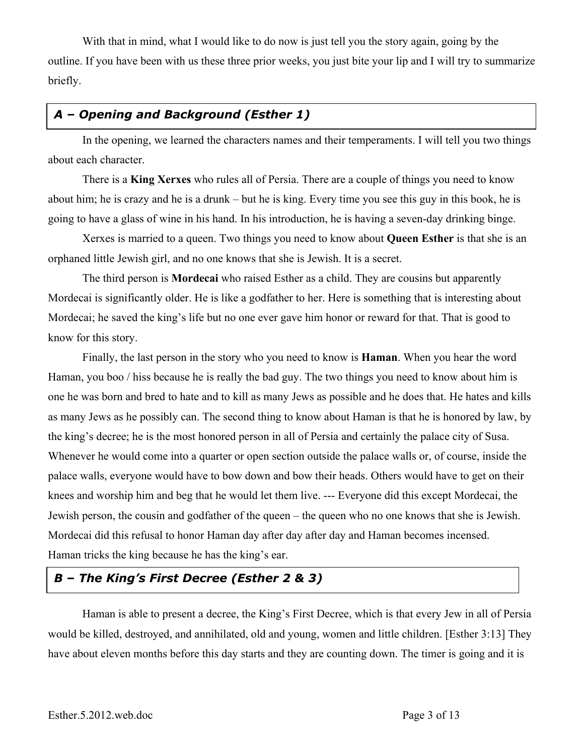With that in mind, what I would like to do now is just tell you the story again, going by the outline. If you have been with us these three prior weeks, you just bite your lip and I will try to summarize briefly.

## *A – Opening and Background (Esther 1)*

In the opening, we learned the characters names and their temperaments. I will tell you two things about each character.

There is a **King Xerxes** who rules all of Persia. There are a couple of things you need to know about him; he is crazy and he is a drunk – but he is king. Every time you see this guy in this book, he is going to have a glass of wine in his hand. In his introduction, he is having a seven-day drinking binge.

Xerxes is married to a queen. Two things you need to know about **Queen Esther** is that she is an orphaned little Jewish girl, and no one knows that she is Jewish. It is a secret.

The third person is **Mordecai** who raised Esther as a child. They are cousins but apparently Mordecai is significantly older. He is like a godfather to her. Here is something that is interesting about Mordecai; he saved the king's life but no one ever gave him honor or reward for that. That is good to know for this story.

Finally, the last person in the story who you need to know is **Haman**. When you hear the word Haman, you boo / hiss because he is really the bad guy. The two things you need to know about him is one he was born and bred to hate and to kill as many Jews as possible and he does that. He hates and kills as many Jews as he possibly can. The second thing to know about Haman is that he is honored by law, by the king's decree; he is the most honored person in all of Persia and certainly the palace city of Susa. Whenever he would come into a quarter or open section outside the palace walls or, of course, inside the palace walls, everyone would have to bow down and bow their heads. Others would have to get on their knees and worship him and beg that he would let them live. --- Everyone did this except Mordecai, the Jewish person, the cousin and godfather of the queen – the queen who no one knows that she is Jewish. Mordecai did this refusal to honor Haman day after day after day and Haman becomes incensed. Haman tricks the king because he has the king's ear.

## *B – The King's First Decree (Esther 2 & 3)*

Haman is able to present a decree, the King's First Decree, which is that every Jew in all of Persia would be killed, destroyed, and annihilated, old and young, women and little children. [Esther 3:13] They have about eleven months before this day starts and they are counting down. The timer is going and it is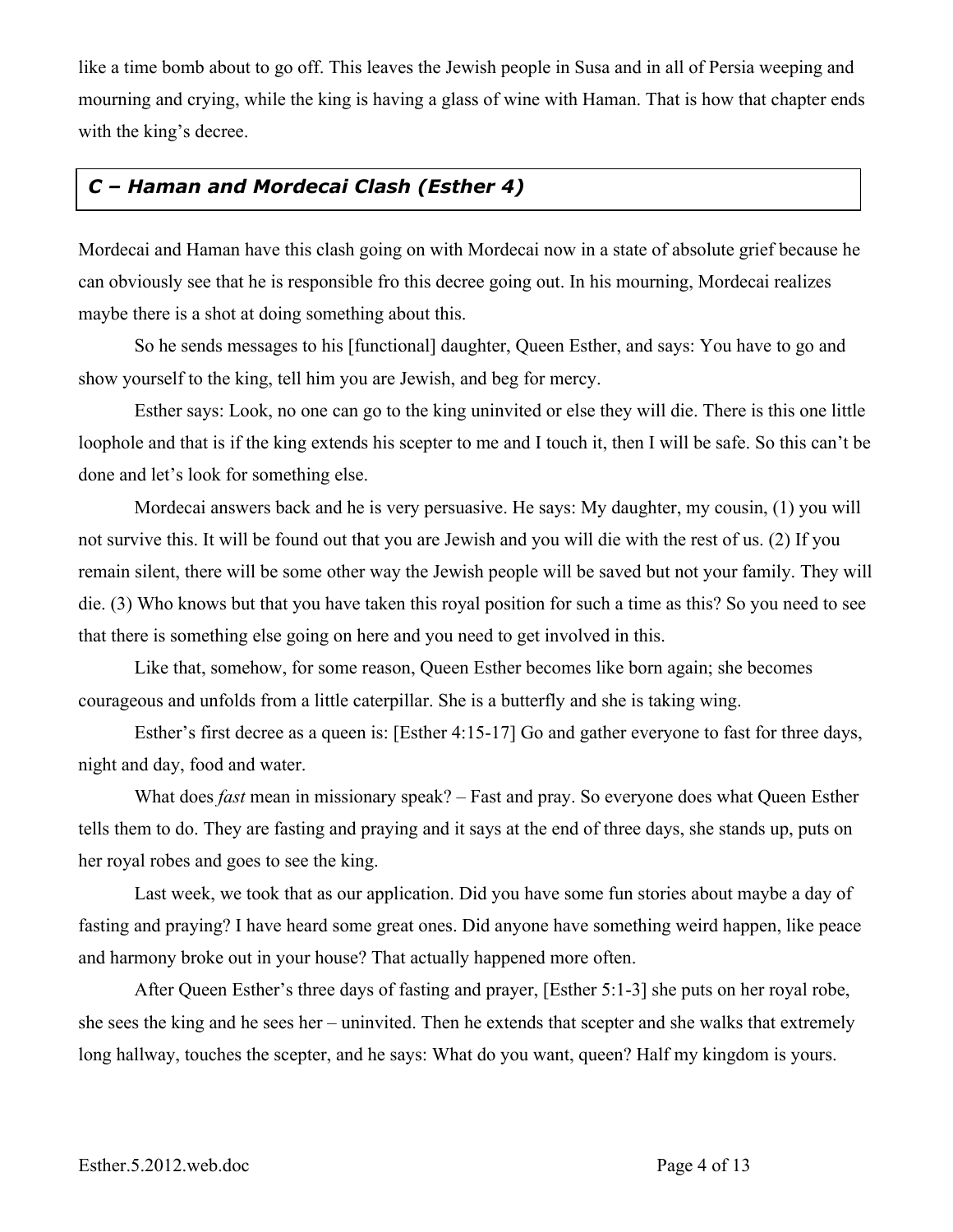like a time bomb about to go off. This leaves the Jewish people in Susa and in all of Persia weeping and mourning and crying, while the king is having a glass of wine with Haman. That is how that chapter ends with the king's decree.

### *C – Haman and Mordecai Clash (Esther 4)*

Mordecai and Haman have this clash going on with Mordecai now in a state of absolute grief because he can obviously see that he is responsible fro this decree going out. In his mourning, Mordecai realizes maybe there is a shot at doing something about this.

So he sends messages to his [functional] daughter, Queen Esther, and says: You have to go and show yourself to the king, tell him you are Jewish, and beg for mercy.

Esther says: Look, no one can go to the king uninvited or else they will die. There is this one little loophole and that is if the king extends his scepter to me and I touch it, then I will be safe. So this can't be done and let's look for something else.

Mordecai answers back and he is very persuasive. He says: My daughter, my cousin, (1) you will not survive this. It will be found out that you are Jewish and you will die with the rest of us. (2) If you remain silent, there will be some other way the Jewish people will be saved but not your family. They will die. (3) Who knows but that you have taken this royal position for such a time as this? So you need to see that there is something else going on here and you need to get involved in this.

Like that, somehow, for some reason, Queen Esther becomes like born again; she becomes courageous and unfolds from a little caterpillar. She is a butterfly and she is taking wing.

Esther's first decree as a queen is: [Esther 4:15-17] Go and gather everyone to fast for three days, night and day, food and water.

What does *fast* mean in missionary speak? – Fast and pray. So everyone does what Queen Esther tells them to do. They are fasting and praying and it says at the end of three days, she stands up, puts on her royal robes and goes to see the king.

Last week, we took that as our application. Did you have some fun stories about maybe a day of fasting and praying? I have heard some great ones. Did anyone have something weird happen, like peace and harmony broke out in your house? That actually happened more often.

After Queen Esther's three days of fasting and prayer, [Esther 5:1-3] she puts on her royal robe, she sees the king and he sees her – uninvited. Then he extends that scepter and she walks that extremely long hallway, touches the scepter, and he says: What do you want, queen? Half my kingdom is yours.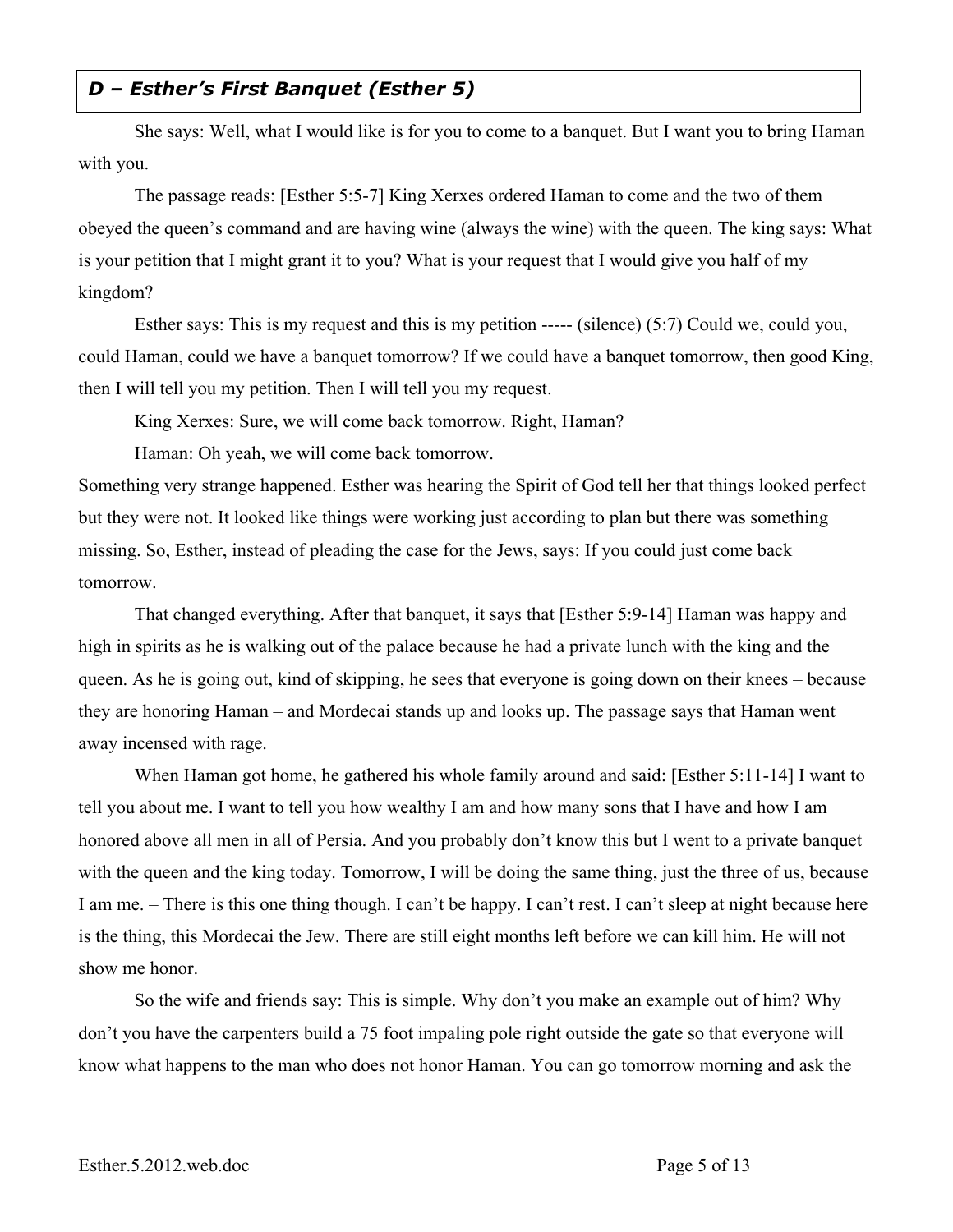## *D – Esther's First Banquet (Esther 5)*

She says: Well, what I would like is for you to come to a banquet. But I want you to bring Haman with you.

The passage reads: [Esther 5:5-7] King Xerxes ordered Haman to come and the two of them obeyed the queen's command and are having wine (always the wine) with the queen. The king says: What is your petition that I might grant it to you? What is your request that I would give you half of my kingdom?

Esther says: This is my request and this is my petition ----- (silence) (5:7) Could we, could you, could Haman, could we have a banquet tomorrow? If we could have a banquet tomorrow, then good King, then I will tell you my petition. Then I will tell you my request.

King Xerxes: Sure, we will come back tomorrow. Right, Haman?

Haman: Oh yeah, we will come back tomorrow.

Something very strange happened. Esther was hearing the Spirit of God tell her that things looked perfect but they were not. It looked like things were working just according to plan but there was something missing. So, Esther, instead of pleading the case for the Jews, says: If you could just come back tomorrow.

That changed everything. After that banquet, it says that [Esther 5:9-14] Haman was happy and high in spirits as he is walking out of the palace because he had a private lunch with the king and the queen. As he is going out, kind of skipping, he sees that everyone is going down on their knees – because they are honoring Haman – and Mordecai stands up and looks up. The passage says that Haman went away incensed with rage.

When Haman got home, he gathered his whole family around and said: [Esther 5:11-14] I want to tell you about me. I want to tell you how wealthy I am and how many sons that I have and how I am honored above all men in all of Persia. And you probably don't know this but I went to a private banquet with the queen and the king today. Tomorrow, I will be doing the same thing, just the three of us, because I am me. – There is this one thing though. I can't be happy. I can't rest. I can't sleep at night because here is the thing, this Mordecai the Jew. There are still eight months left before we can kill him. He will not show me honor.

So the wife and friends say: This is simple. Why don't you make an example out of him? Why don't you have the carpenters build a 75 foot impaling pole right outside the gate so that everyone will know what happens to the man who does not honor Haman. You can go tomorrow morning and ask the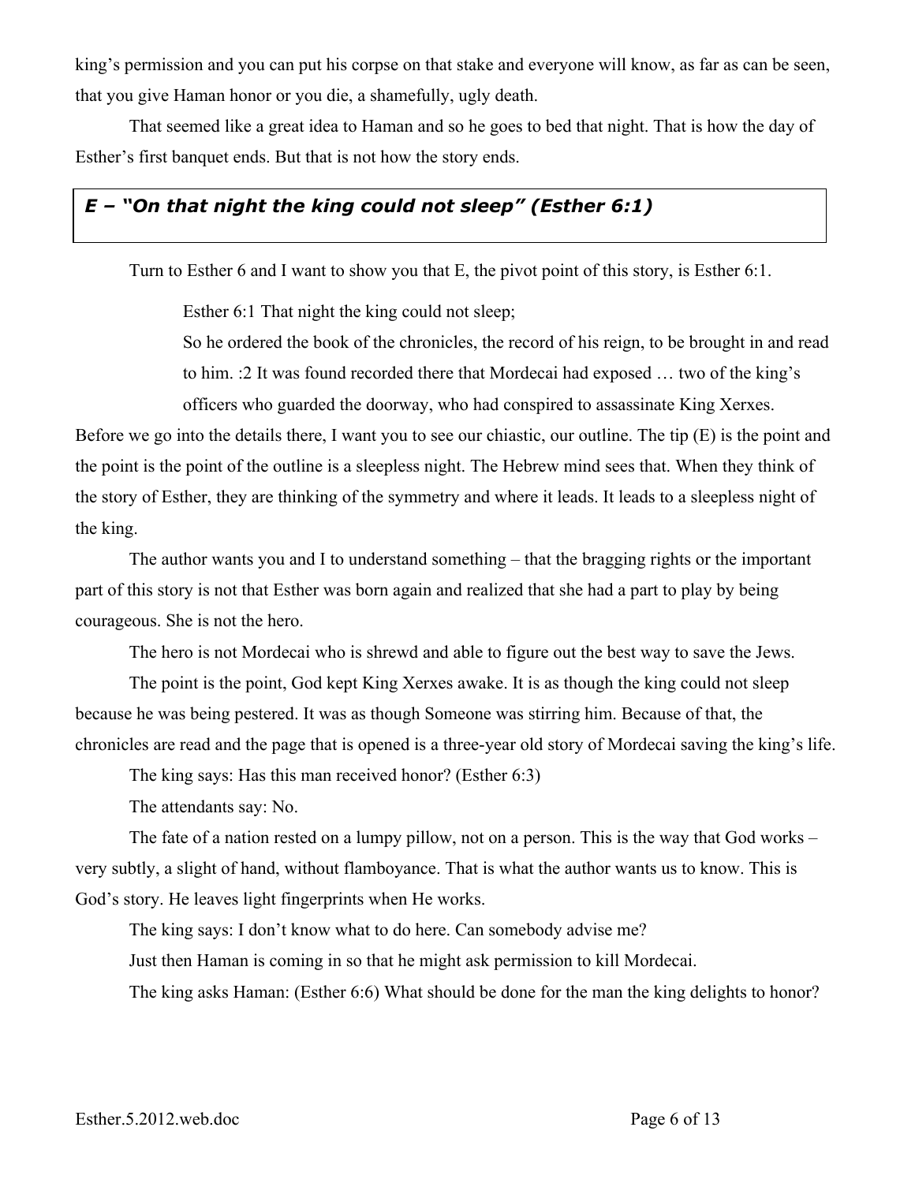king's permission and you can put his corpse on that stake and everyone will know, as far as can be seen, that you give Haman honor or you die, a shamefully, ugly death.

That seemed like a great idea to Haman and so he goes to bed that night. That is how the day of Esther's first banquet ends. But that is not how the story ends.

### *E – "On that night the king could not sleep" (Esther 6:1)*

Turn to Esther 6 and I want to show you that E, the pivot point of this story, is Esther 6:1.

> Esther 6:1 That night the king could not sleep;
>
> So he ordered the book of the chronicles, the record of his reign, to be brought in and read to him. :2 It was found recorded there that Mordecai had exposed … two of the king's officers who guarded the doorway, who had conspired to assassinate King Xerxes.

Before we go into the details there, I want you to see our chiastic, our outline. The tip (E) is the point and the point is the point of the outline is a sleepless night. The Hebrew mind sees that. When they think of the story of Esther, they are thinking of the symmetry and where it leads. It leads to a sleepless night of the king.

The author wants you and I to understand something – that the bragging rights or the important part of this story is not that Esther was born again and realized that she had a part to play by being courageous. She is not the hero.

The hero is not Mordecai who is shrewd and able to figure out the best way to save the Jews.

The point is the point, God kept King Xerxes awake. It is as though the king could not sleep because he was being pestered. It was as though Someone was stirring him. Because of that, the chronicles are read and the page that is opened is a three-year old story of Mordecai saving the king's life.

The king says: Has this man received honor? (Esther 6:3)

The attendants say: No.

The fate of a nation rested on a lumpy pillow, not on a person. This is the way that God works – very subtly, a slight of hand, without flamboyance. That is what the author wants us to know. This is God's story. He leaves light fingerprints when He works.

The king says: I don't know what to do here. Can somebody advise me?

Just then Haman is coming in so that he might ask permission to kill Mordecai.

The king asks Haman: (Esther 6:6) What should be done for the man the king delights to honor?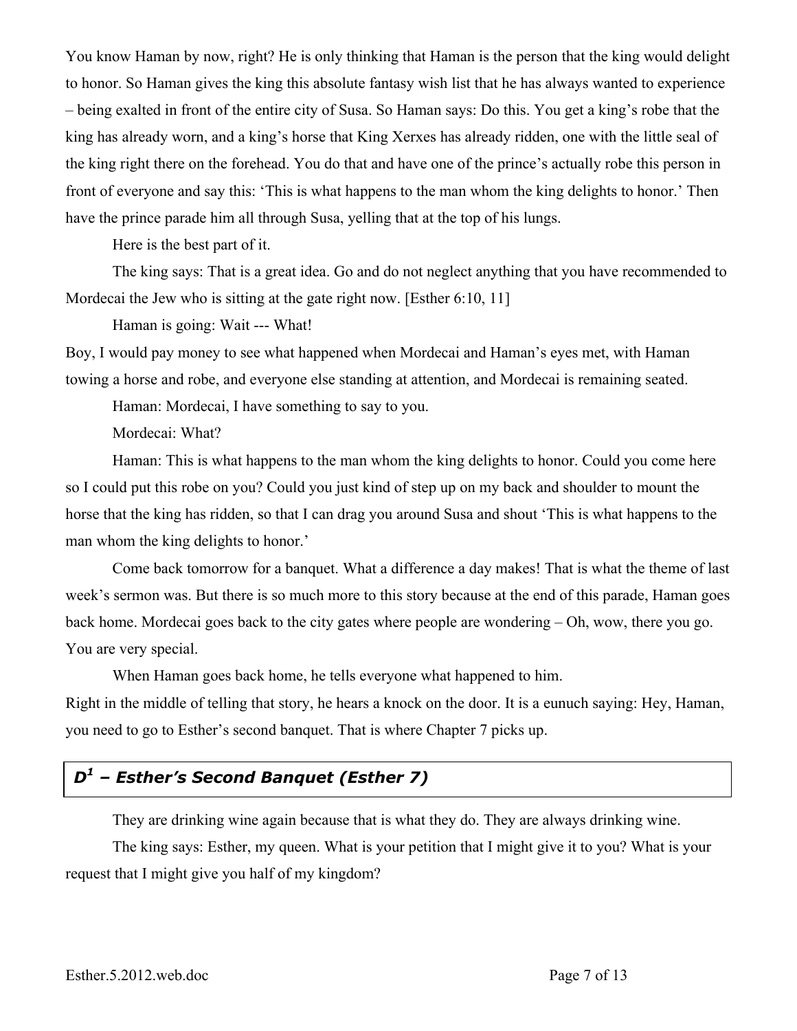You know Haman by now, right? He is only thinking that Haman is the person that the king would delight to honor. So Haman gives the king this absolute fantasy wish list that he has always wanted to experience – being exalted in front of the entire city of Susa. So Haman says: Do this. You get a king's robe that the king has already worn, and a king's horse that King Xerxes has already ridden, one with the little seal of the king right there on the forehead. You do that and have one of the prince's actually robe this person in front of everyone and say this: 'This is what happens to the man whom the king delights to honor.' Then have the prince parade him all through Susa, yelling that at the top of his lungs.

Here is the best part of it.

The king says: That is a great idea. Go and do not neglect anything that you have recommended to Mordecai the Jew who is sitting at the gate right now. [Esther 6:10, 11]

Haman is going: Wait --- What!

Boy, I would pay money to see what happened when Mordecai and Haman's eyes met, with Haman towing a horse and robe, and everyone else standing at attention, and Mordecai is remaining seated.

Haman: Mordecai, I have something to say to you.

Mordecai: What?

Haman: This is what happens to the man whom the king delights to honor. Could you come here so I could put this robe on you? Could you just kind of step up on my back and shoulder to mount the horse that the king has ridden, so that I can drag you around Susa and shout 'This is what happens to the man whom the king delights to honor.'

Come back tomorrow for a banquet. What a difference a day makes! That is what the theme of last week's sermon was. But there is so much more to this story because at the end of this parade, Haman goes back home. Mordecai goes back to the city gates where people are wondering – Oh, wow, there you go. You are very special.

When Haman goes back home, he tells everyone what happened to him.

Right in the middle of telling that story, he hears a knock on the door. It is a eunuch saying: Hey, Haman, you need to go to Esther's second banquet. That is where Chapter 7 picks up.

## *$D^1$ – Esther's Second Banquet (Esther 7)*

They are drinking wine again because that is what they do. They are always drinking wine.

The king says: Esther, my queen. What is your petition that I might give it to you? What is your request that I might give you half of my kingdom?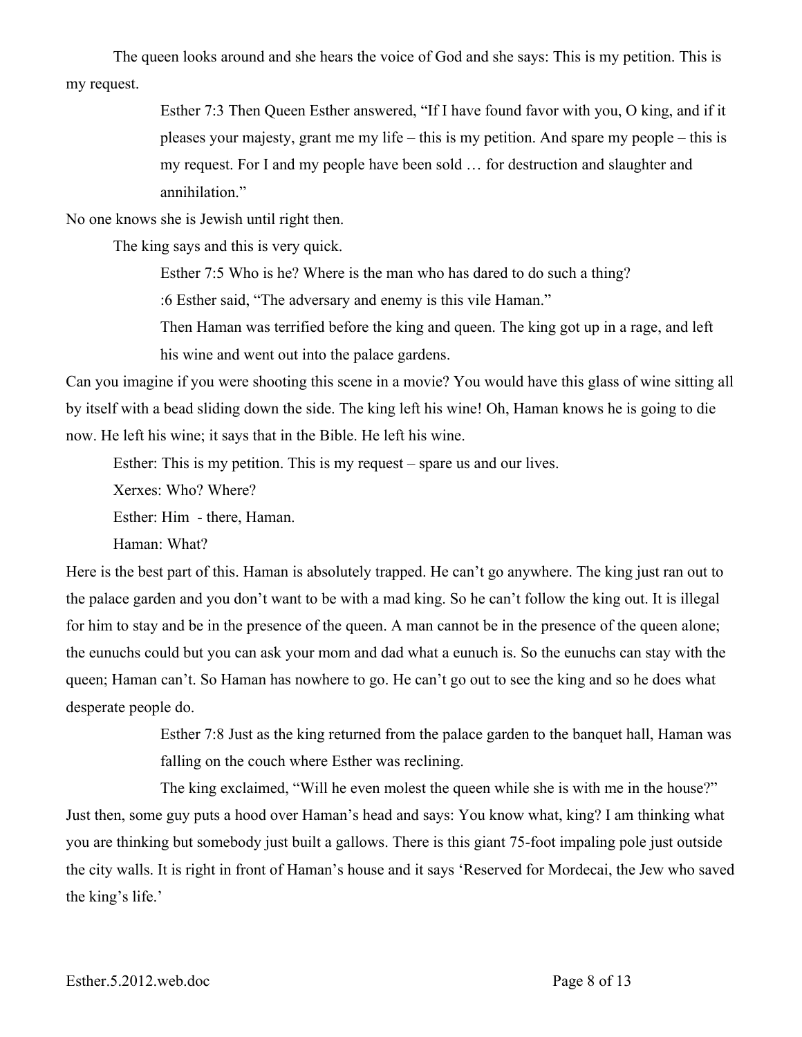The queen looks around and she hears the voice of God and she says: This is my petition. This is my request.

> Esther 7:3 Then Queen Esther answered, “If I have found favor with you, O king, and if it pleases your majesty, grant me my life – this is my petition. And spare my people – this is my request. For I and my people have been sold … for destruction and slaughter and annihilation.”

No one knows she is Jewish until right then.

The king says and this is very quick.

> Esther 7:5 Who is he? Where is the man who has dared to do such a thing?
>
> :6 Esther said, “The adversary and enemy is this vile Haman.”
>
> Then Haman was terrified before the king and queen. The king got up in a rage, and left his wine and went out into the palace gardens.

Can you imagine if you were shooting this scene in a movie? You would have this glass of wine sitting all by itself with a bead sliding down the side. The king left his wine! Oh, Haman knows he is going to die now. He left his wine; it says that in the Bible. He left his wine.

Esther: This is my petition. This is my request – spare us and our lives.

Xerxes: Who? Where?

Esther: Him - there, Haman.

Haman: What?

Here is the best part of this. Haman is absolutely trapped. He can’t go anywhere. The king just ran out to the palace garden and you don’t want to be with a mad king. So he can’t follow the king out. It is illegal for him to stay and be in the presence of the queen. A man cannot be in the presence of the queen alone; the eunuchs could but you can ask your mom and dad what a eunuch is. So the eunuchs can stay with the queen; Haman can’t. So Haman has nowhere to go. He can’t go out to see the king and so he does what desperate people do.

> Esther 7:8 Just as the king returned from the palace garden to the banquet hall, Haman was falling on the couch where Esther was reclining.
>
> The king exclaimed, “Will he even molest the queen while she is with me in the house?”

Just then, some guy puts a hood over Haman’s head and says: You know what, king? I am thinking what you are thinking but somebody just built a gallows. There is this giant 75-foot impaling pole just outside the city walls. It is right in front of Haman’s house and it says ‘Reserved for Mordecai, the Jew who saved the king’s life.’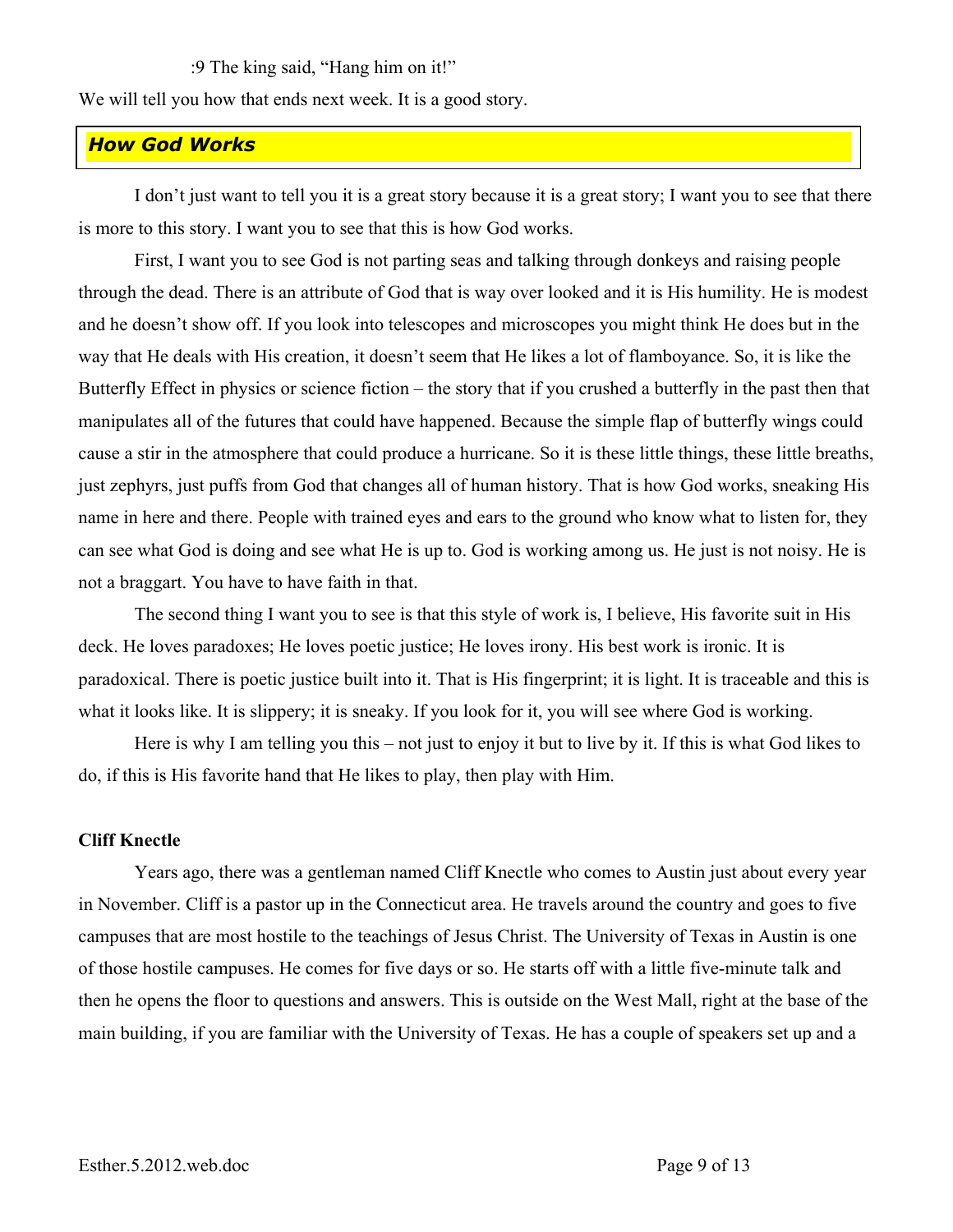:9 The king said, "Hang him on it!"

We will tell you how that ends next week. It is a good story.

## *How God Works*

I don't just want to tell you it is a great story because it is a great story; I want you to see that there is more to this story. I want you to see that this is how God works.

First, I want you to see God is not parting seas and talking through donkeys and raising people through the dead. There is an attribute of God that is way over looked and it is His humility. He is modest and he doesn't show off. If you look into telescopes and microscopes you might think He does but in the way that He deals with His creation, it doesn't seem that He likes a lot of flamboyance. So, it is like the Butterfly Effect in physics or science fiction – the story that if you crushed a butterfly in the past then that manipulates all of the futures that could have happened. Because the simple flap of butterfly wings could cause a stir in the atmosphere that could produce a hurricane. So it is these little things, these little breaths, just zephyrs, just puffs from God that changes all of human history. That is how God works, sneaking His name in here and there. People with trained eyes and ears to the ground who know what to listen for, they can see what God is doing and see what He is up to. God is working among us. He just is not noisy. He is not a braggart. You have to have faith in that.

The second thing I want you to see is that this style of work is, I believe, His favorite suit in His deck. He loves paradoxes; He loves poetic justice; He loves irony. His best work is ironic. It is paradoxical. There is poetic justice built into it. That is His fingerprint; it is light. It is traceable and this is what it looks like. It is slippery; it is sneaky. If you look for it, you will see where God is working.

Here is why I am telling you this – not just to enjoy it but to live by it. If this is what God likes to do, if this is His favorite hand that He likes to play, then play with Him.

**Cliff Knectle**

Years ago, there was a gentleman named Cliff Knectle who comes to Austin just about every year in November. Cliff is a pastor up in the Connecticut area. He travels around the country and goes to five campuses that are most hostile to the teachings of Jesus Christ. The University of Texas in Austin is one of those hostile campuses. He comes for five days or so. He starts off with a little five-minute talk and then he opens the floor to questions and answers. This is outside on the West Mall, right at the base of the main building, if you are familiar with the University of Texas. He has a couple of speakers set up and a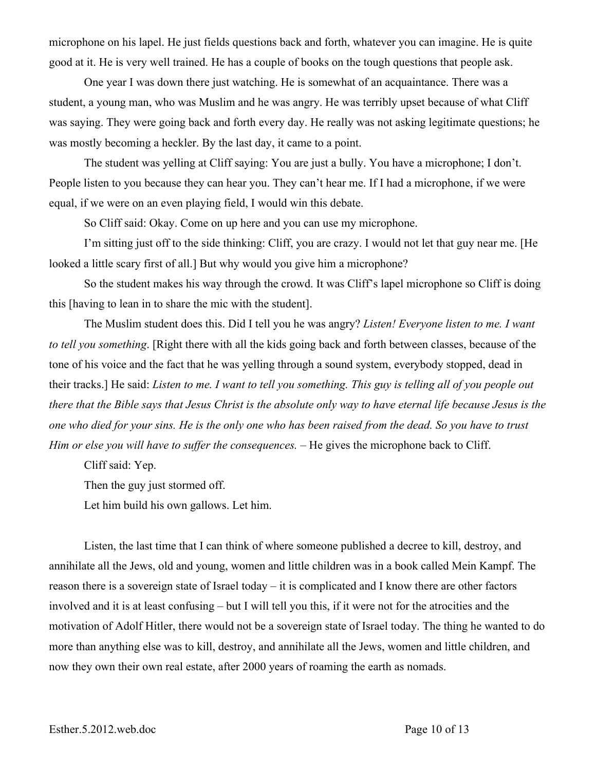microphone on his lapel. He just fields questions back and forth, whatever you can imagine. He is quite good at it. He is very well trained. He has a couple of books on the tough questions that people ask.

One year I was down there just watching. He is somewhat of an acquaintance. There was a student, a young man, who was Muslim and he was angry. He was terribly upset because of what Cliff was saying. They were going back and forth every day. He really was not asking legitimate questions; he was mostly becoming a heckler. By the last day, it came to a point.

The student was yelling at Cliff saying: You are just a bully. You have a microphone; I don't. People listen to you because they can hear you. They can't hear me. If I had a microphone, if we were equal, if we were on an even playing field, I would win this debate.

So Cliff said: Okay. Come on up here and you can use my microphone.

I'm sitting just off to the side thinking: Cliff, you are crazy. I would not let that guy near me. [He looked a little scary first of all.] But why would you give him a microphone?

So the student makes his way through the crowd. It was Cliff's lapel microphone so Cliff is doing this [having to lean in to share the mic with the student].

The Muslim student does this. Did I tell you he was angry? *Listen! Everyone listen to me. I want to tell you something*. [Right there with all the kids going back and forth between classes, because of the tone of his voice and the fact that he was yelling through a sound system, everybody stopped, dead in their tracks.] He said: *Listen to me. I want to tell you something. This guy is telling all of you people out there that the Bible says that Jesus Christ is the absolute only way to have eternal life because Jesus is the one who died for your sins. He is the only one who has been raised from the dead. So you have to trust Him or else you will have to suffer the consequences.* – He gives the microphone back to Cliff.

Cliff said: Yep.

Then the guy just stormed off.

Let him build his own gallows. Let him.

Listen, the last time that I can think of where someone published a decree to kill, destroy, and annihilate all the Jews, old and young, women and little children was in a book called Mein Kampf. The reason there is a sovereign state of Israel today – it is complicated and I know there are other factors involved and it is at least confusing – but I will tell you this, if it were not for the atrocities and the motivation of Adolf Hitler, there would not be a sovereign state of Israel today. The thing he wanted to do more than anything else was to kill, destroy, and annihilate all the Jews, women and little children, and now they own their own real estate, after 2000 years of roaming the earth as nomads.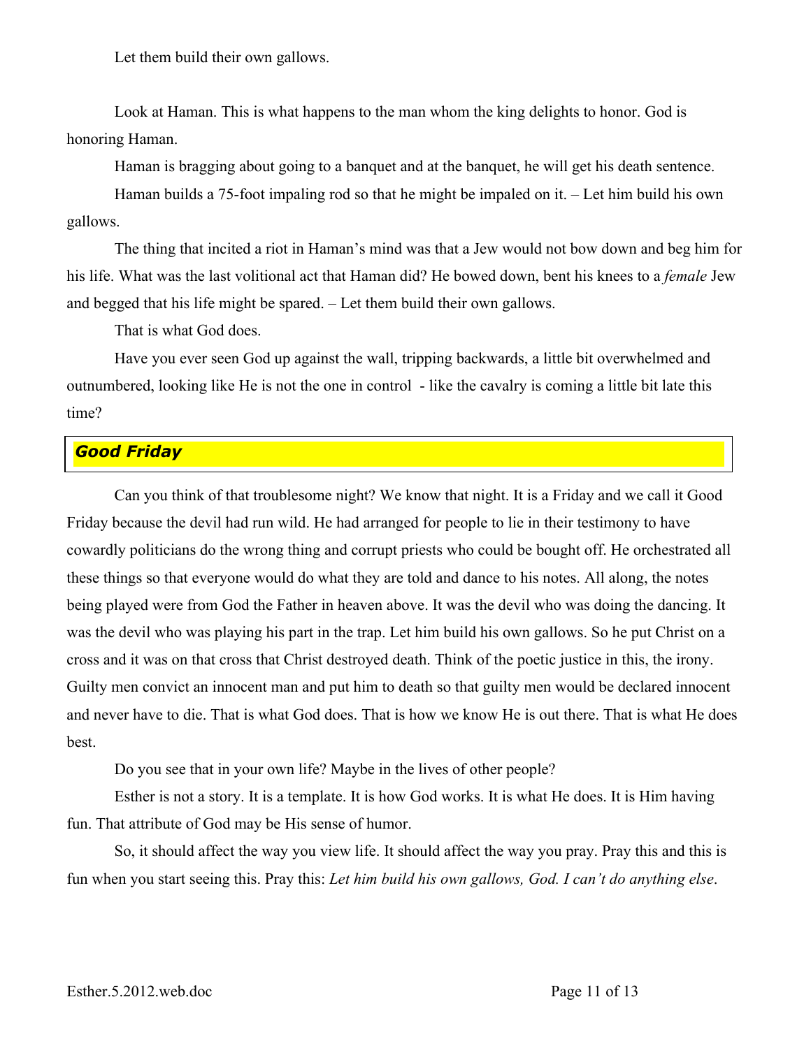Let them build their own gallows.

Look at Haman. This is what happens to the man whom the king delights to honor. God is honoring Haman.

Haman is bragging about going to a banquet and at the banquet, he will get his death sentence.

Haman builds a 75-foot impaling rod so that he might be impaled on it. – Let him build his own gallows.

The thing that incited a riot in Haman's mind was that a Jew would not bow down and beg him for his life. What was the last volitional act that Haman did? He bowed down, bent his knees to a *female* Jew and begged that his life might be spared. – Let them build their own gallows.

That is what God does.

Have you ever seen God up against the wall, tripping backwards, a little bit overwhelmed and outnumbered, looking like He is not the one in control - like the cavalry is coming a little bit late this time?

## ***Good Friday***

Can you think of that troublesome night? We know that night. It is a Friday and we call it Good Friday because the devil had run wild. He had arranged for people to lie in their testimony to have cowardly politicians do the wrong thing and corrupt priests who could be bought off. He orchestrated all these things so that everyone would do what they are told and dance to his notes. All along, the notes being played were from God the Father in heaven above. It was the devil who was doing the dancing. It was the devil who was playing his part in the trap. Let him build his own gallows. So he put Christ on a cross and it was on that cross that Christ destroyed death. Think of the poetic justice in this, the irony. Guilty men convict an innocent man and put him to death so that guilty men would be declared innocent and never have to die. That is what God does. That is how we know He is out there. That is what He does best.

Do you see that in your own life? Maybe in the lives of other people?

Esther is not a story. It is a template. It is how God works. It is what He does. It is Him having fun. That attribute of God may be His sense of humor.

So, it should affect the way you view life. It should affect the way you pray. Pray this and this is fun when you start seeing this. Pray this: *Let him build his own gallows, God. I can't do anything else*.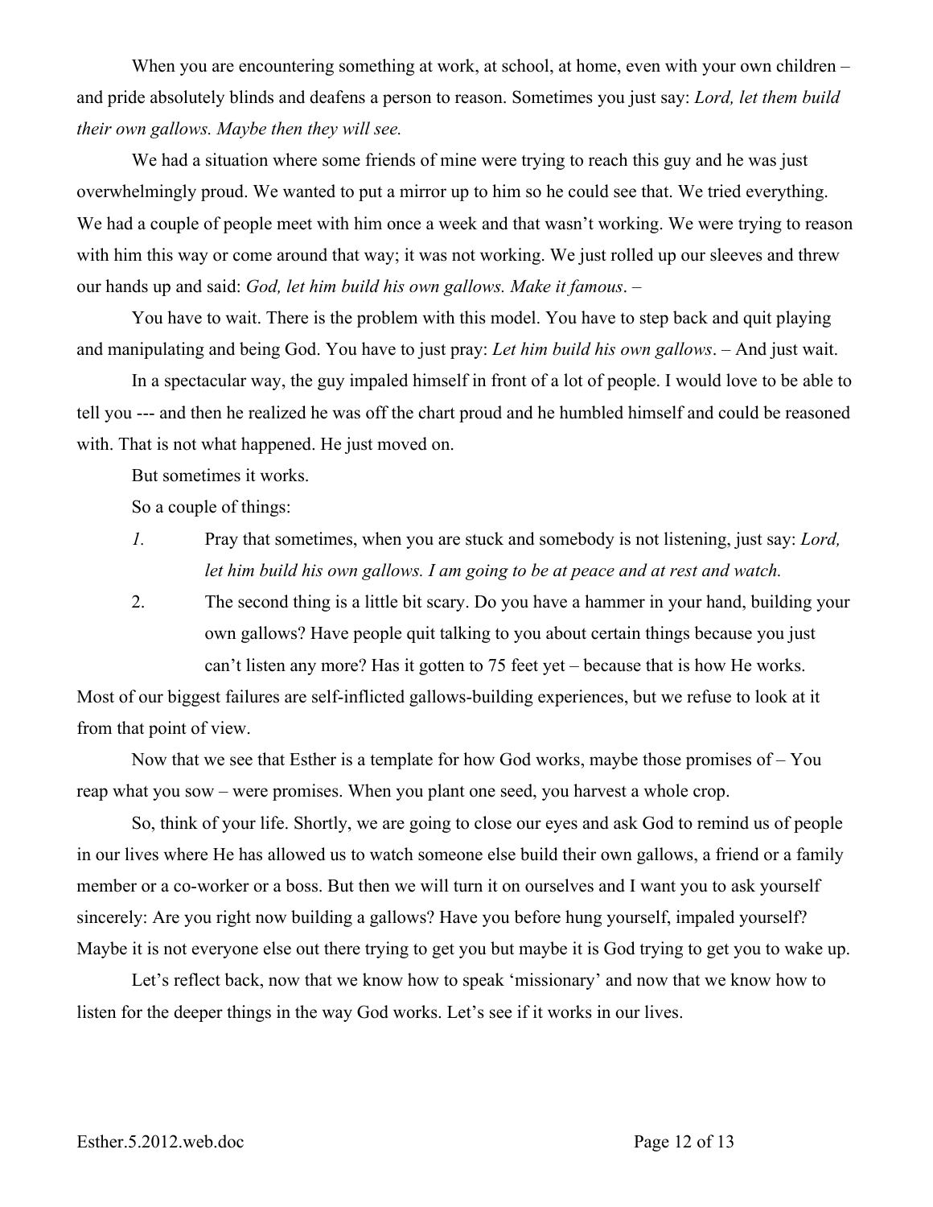When you are encountering something at work, at school, at home, even with your own children – and pride absolutely blinds and deafens a person to reason. Sometimes you just say: *Lord, let them build their own gallows. Maybe then they will see.*

We had a situation where some friends of mine were trying to reach this guy and he was just overwhelmingly proud. We wanted to put a mirror up to him so he could see that. We tried everything. We had a couple of people meet with him once a week and that wasn't working. We were trying to reason with him this way or come around that way; it was not working. We just rolled up our sleeves and threw our hands up and said: *God, let him build his own gallows. Make it famous*. –

You have to wait. There is the problem with this model. You have to step back and quit playing and manipulating and being God. You have to just pray: *Let him build his own gallows*. – And just wait.

In a spectacular way, the guy impaled himself in front of a lot of people. I would love to be able to tell you --- and then he realized he was off the chart proud and he humbled himself and could be reasoned with. That is not what happened. He just moved on.

But sometimes it works.

So a couple of things:

*1.* Pray that sometimes, when you are stuck and somebody is not listening, just say: *Lord, let him build his own gallows. I am going to be at peace and at rest and watch.*

2. The second thing is a little bit scary. Do you have a hammer in your hand, building your own gallows? Have people quit talking to you about certain things because you just can't listen any more? Has it gotten to 75 feet yet – because that is how He works.

Most of our biggest failures are self-inflicted gallows-building experiences, but we refuse to look at it from that point of view.

Now that we see that Esther is a template for how God works, maybe those promises of – You reap what you sow – were promises. When you plant one seed, you harvest a whole crop.

So, think of your life. Shortly, we are going to close our eyes and ask God to remind us of people in our lives where He has allowed us to watch someone else build their own gallows, a friend or a family member or a co-worker or a boss. But then we will turn it on ourselves and I want you to ask yourself sincerely: Are you right now building a gallows? Have you before hung yourself, impaled yourself? Maybe it is not everyone else out there trying to get you but maybe it is God trying to get you to wake up.

Let's reflect back, now that we know how to speak 'missionary' and now that we know how to listen for the deeper things in the way God works. Let's see if it works in our lives.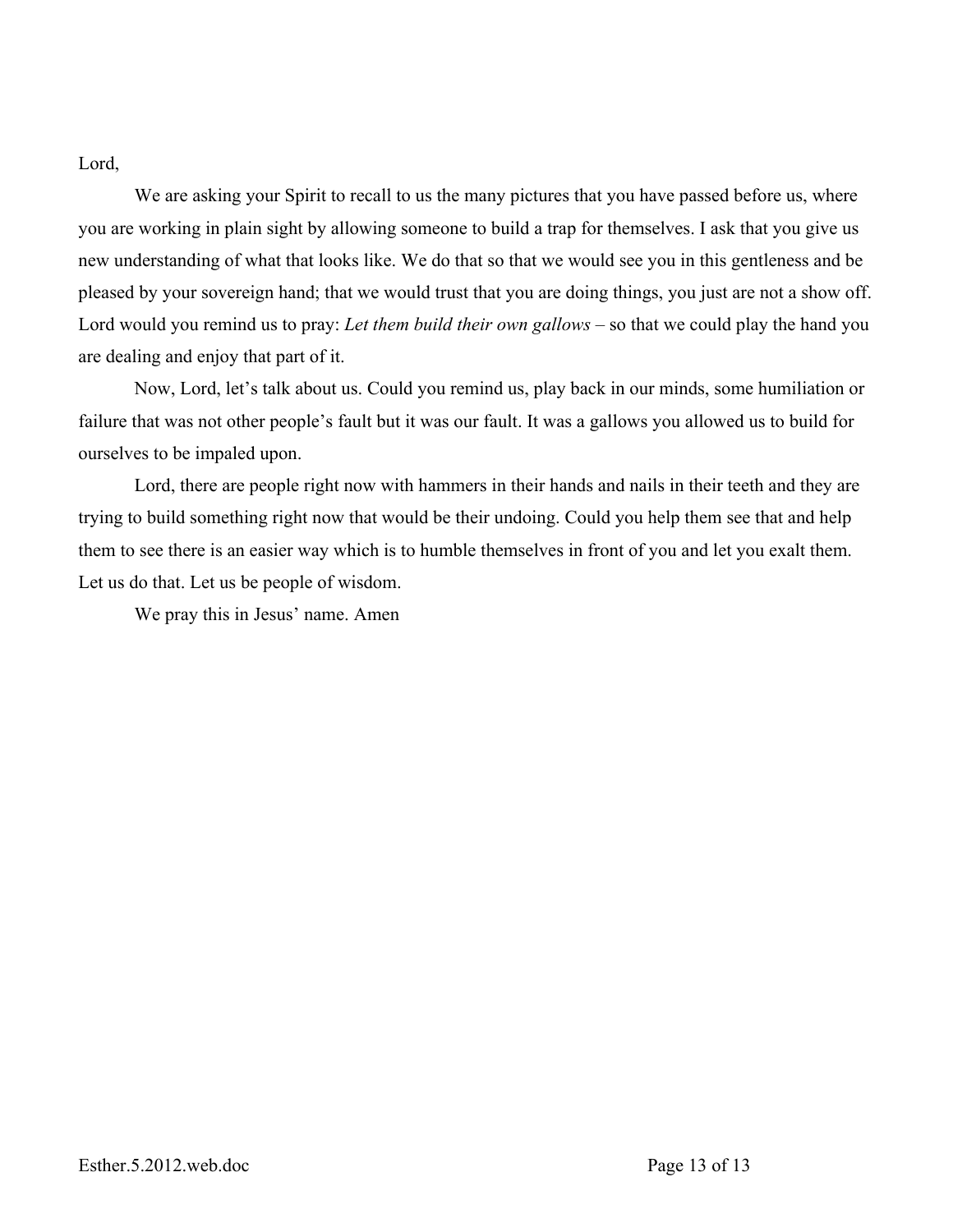Lord,

We are asking your Spirit to recall to us the many pictures that you have passed before us, where you are working in plain sight by allowing someone to build a trap for themselves. I ask that you give us new understanding of what that looks like. We do that so that we would see you in this gentleness and be pleased by your sovereign hand; that we would trust that you are doing things, you just are not a show off. Lord would you remind us to pray: *Let them build their own gallows* – so that we could play the hand you are dealing and enjoy that part of it.

Now, Lord, let's talk about us. Could you remind us, play back in our minds, some humiliation or failure that was not other people's fault but it was our fault. It was a gallows you allowed us to build for ourselves to be impaled upon.

Lord, there are people right now with hammers in their hands and nails in their teeth and they are trying to build something right now that would be their undoing. Could you help them see that and help them to see there is an easier way which is to humble themselves in front of you and let you exalt them. Let us do that. Let us be people of wisdom.

We pray this in Jesus' name. Amen